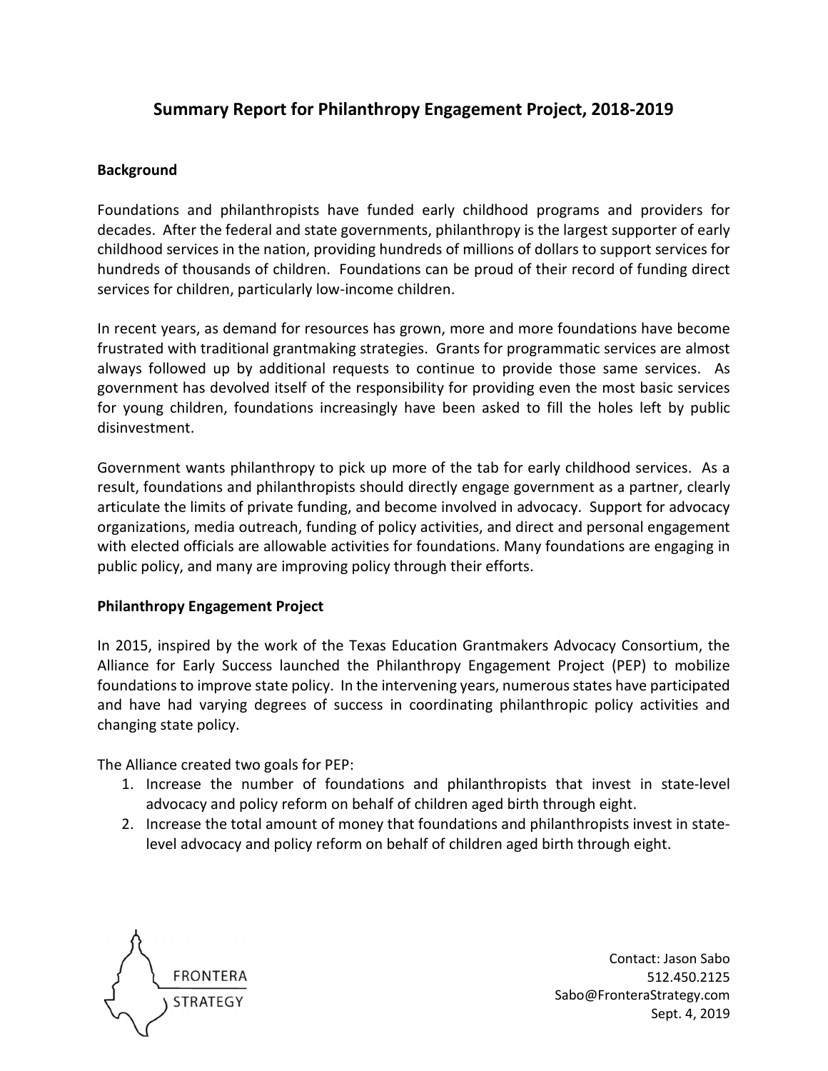# Summary Report for Philanthropy Engagement Project, 2018-2019

## Background

Foundations and philanthropists have funded early childhood programs and providers for decades. After the federal and state governments, philanthropy is the largest supporter of early childhood services in the nation, providing hundreds of millions of dollars to support services for hundreds of thousands of children. Foundations can be proud of their record of funding direct services for children, particularly low-income children.

In recent years, as demand for resources has grown, more and more foundations have become frustrated with traditional grantmaking strategies. Grants for programmatic services are almost always followed up by additional requests to continue to provide those same services. As government has devolved itself of the responsibility for providing even the most basic services for young children, foundations increasingly have been asked to fill the holes left by public disinvestment.

Government wants philanthropy to pick up more of the tab for early childhood services. As a result, foundations and philanthropists should directly engage government as a partner, clearly articulate the limits of private funding, and become involved in advocacy. Support for advocacy organizations, media outreach, funding of policy activities, and direct and personal engagement with elected officials are allowable activities for foundations. Many foundations are engaging in public policy, and many are improving policy through their efforts.

## Philanthropy Engagement Project

In 2015, inspired by the work of the Texas Education Grantmakers Advocacy Consortium, the Alliance for Early Success launched the Philanthropy Engagement Project (PEP) to mobilize foundations to improve state policy. In the intervening years, numerous states have participated and have had varying degrees of success in coordinating philanthropic policy activities and changing state policy.

The Alliance created two goals for PEP:

1. Increase the number of foundations and philanthropists that invest in state-level advocacy and policy reform on behalf of children aged birth through eight.
2. Increase the total amount of money that foundations and philanthropists invest in state-level advocacy and policy reform on behalf of children aged birth through eight.

FRONTERA STRATEGY

Contact: Jason Sabo
512.450.2125
Sabo@FronteraStrategy.com
Sept. 4, 2019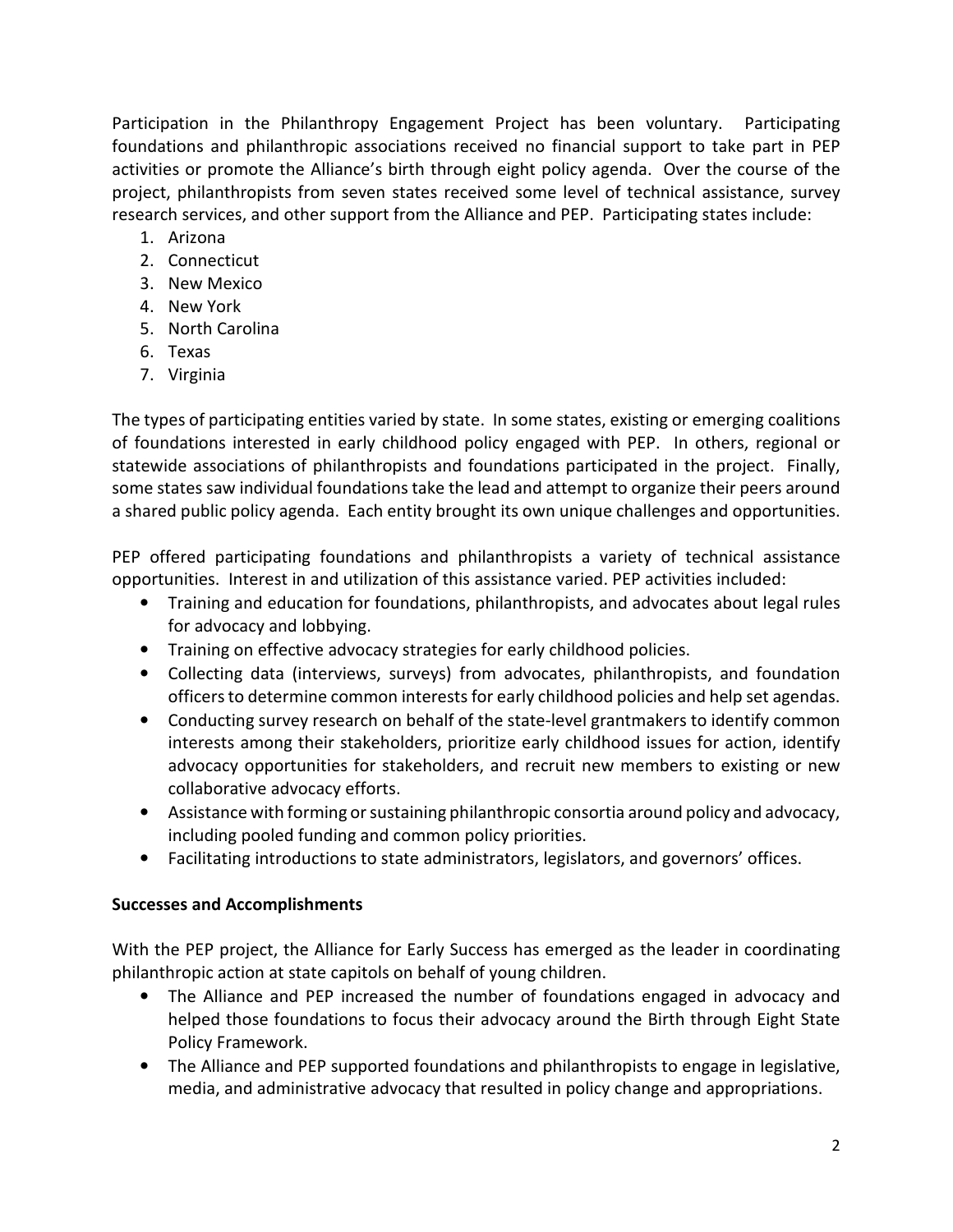Participation in the Philanthropy Engagement Project has been voluntary. Participating foundations and philanthropic associations received no financial support to take part in PEP activities or promote the Alliance's birth through eight policy agenda. Over the course of the project, philanthropists from seven states received some level of technical assistance, survey research services, and other support from the Alliance and PEP. Participating states include:

1. Arizona
2. Connecticut
3. New Mexico
4. New York
5. North Carolina
6. Texas
7. Virginia

The types of participating entities varied by state. In some states, existing or emerging coalitions of foundations interested in early childhood policy engaged with PEP. In others, regional or statewide associations of philanthropists and foundations participated in the project. Finally, some states saw individual foundations take the lead and attempt to organize their peers around a shared public policy agenda. Each entity brought its own unique challenges and opportunities.

PEP offered participating foundations and philanthropists a variety of technical assistance opportunities. Interest in and utilization of this assistance varied. PEP activities included:

- Training and education for foundations, philanthropists, and advocates about legal rules for advocacy and lobbying.
- Training on effective advocacy strategies for early childhood policies.
- Collecting data (interviews, surveys) from advocates, philanthropists, and foundation officers to determine common interests for early childhood policies and help set agendas.
- Conducting survey research on behalf of the state-level grantmakers to identify common interests among their stakeholders, prioritize early childhood issues for action, identify advocacy opportunities for stakeholders, and recruit new members to existing or new collaborative advocacy efforts.
- Assistance with forming or sustaining philanthropic consortia around policy and advocacy, including pooled funding and common policy priorities.
- Facilitating introductions to state administrators, legislators, and governors' offices.

**Successes and Accomplishments**

With the PEP project, the Alliance for Early Success has emerged as the leader in coordinating philanthropic action at state capitols on behalf of young children.

- The Alliance and PEP increased the number of foundations engaged in advocacy and helped those foundations to focus their advocacy around the Birth through Eight State Policy Framework.
- The Alliance and PEP supported foundations and philanthropists to engage in legislative, media, and administrative advocacy that resulted in policy change and appropriations.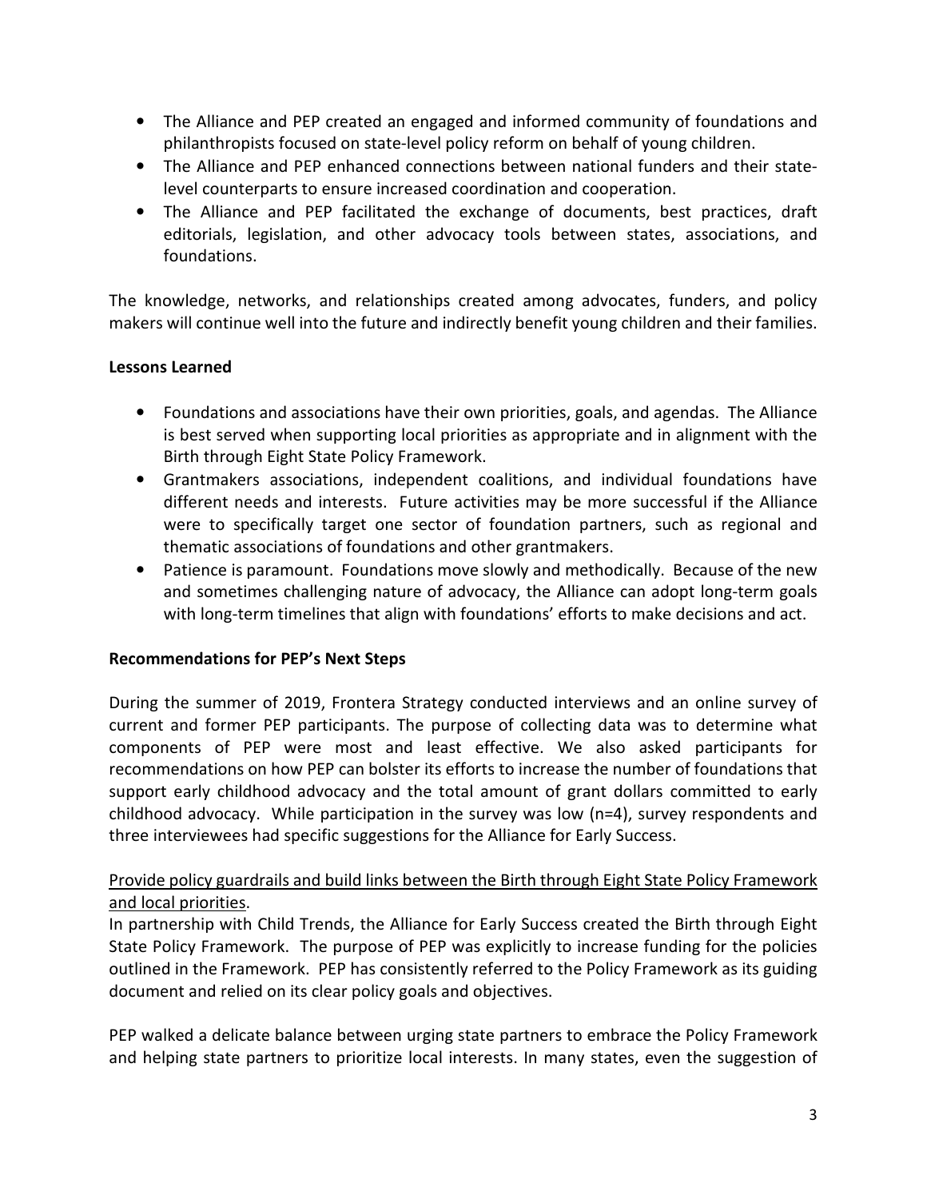- The Alliance and PEP created an engaged and informed community of foundations and philanthropists focused on state-level policy reform on behalf of young children.
- The Alliance and PEP enhanced connections between national funders and their state-level counterparts to ensure increased coordination and cooperation.
- The Alliance and PEP facilitated the exchange of documents, best practices, draft editorials, legislation, and other advocacy tools between states, associations, and foundations.

The knowledge, networks, and relationships created among advocates, funders, and policy makers will continue well into the future and indirectly benefit young children and their families.

**Lessons Learned**

- Foundations and associations have their own priorities, goals, and agendas. The Alliance is best served when supporting local priorities as appropriate and in alignment with the Birth through Eight State Policy Framework.
- Grantmakers associations, independent coalitions, and individual foundations have different needs and interests. Future activities may be more successful if the Alliance were to specifically target one sector of foundation partners, such as regional and thematic associations of foundations and other grantmakers.
- Patience is paramount. Foundations move slowly and methodically. Because of the new and sometimes challenging nature of advocacy, the Alliance can adopt long-term goals with long-term timelines that align with foundations' efforts to make decisions and act.

**Recommendations for PEP's Next Steps**

During the summer of 2019, Frontera Strategy conducted interviews and an online survey of current and former PEP participants. The purpose of collecting data was to determine what components of PEP were most and least effective. We also asked participants for recommendations on how PEP can bolster its efforts to increase the number of foundations that support early childhood advocacy and the total amount of grant dollars committed to early childhood advocacy. While participation in the survey was low (n=4), survey respondents and three interviewees had specific suggestions for the Alliance for Early Success.

<u>Provide policy guardrails and build links between the Birth through Eight State Policy Framework and local priorities</u>.

In partnership with Child Trends, the Alliance for Early Success created the Birth through Eight State Policy Framework. The purpose of PEP was explicitly to increase funding for the policies outlined in the Framework. PEP has consistently referred to the Policy Framework as its guiding document and relied on its clear policy goals and objectives.

PEP walked a delicate balance between urging state partners to embrace the Policy Framework and helping state partners to prioritize local interests. In many states, even the suggestion of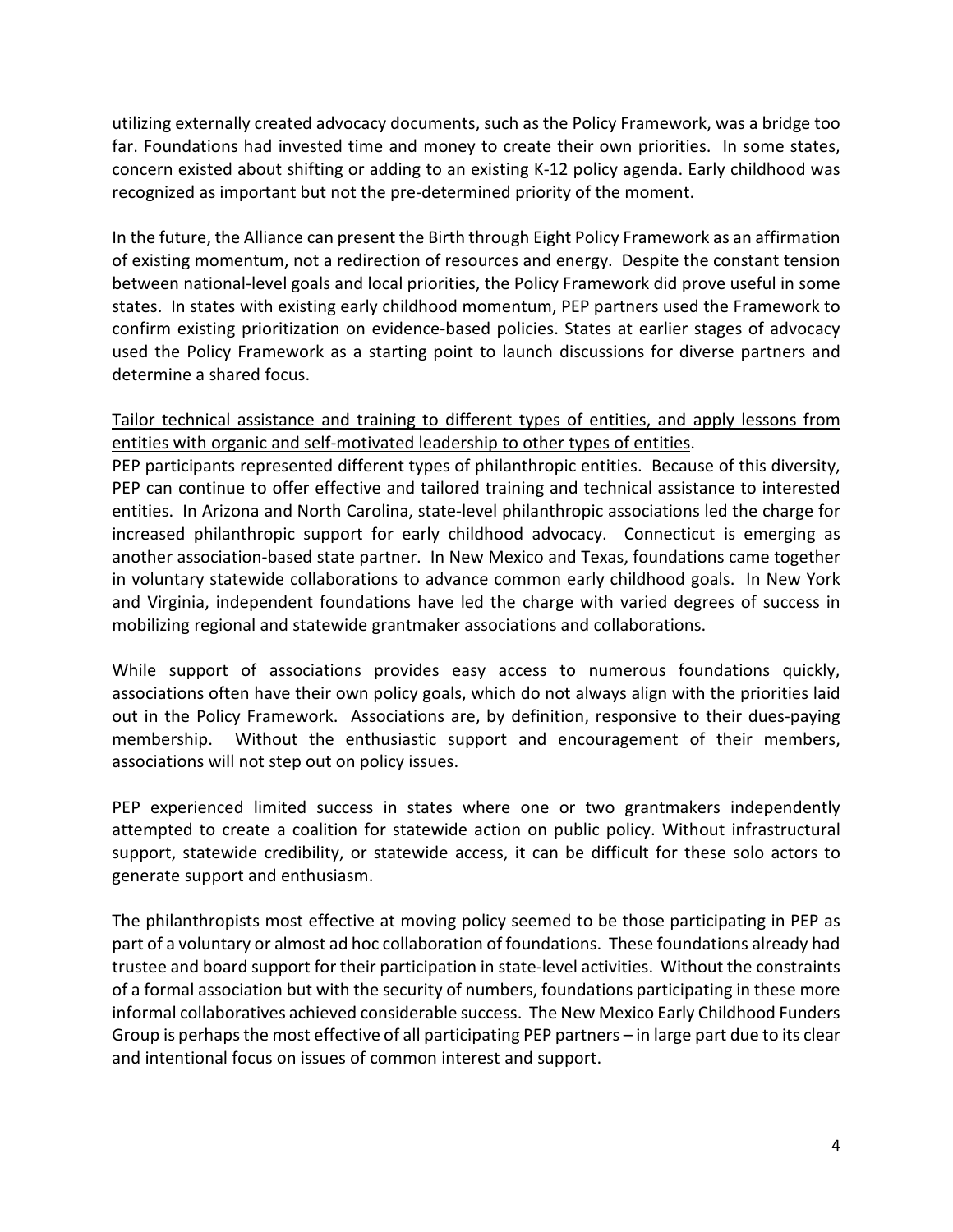utilizing externally created advocacy documents, such as the Policy Framework, was a bridge too far. Foundations had invested time and money to create their own priorities. In some states, concern existed about shifting or adding to an existing K-12 policy agenda. Early childhood was recognized as important but not the pre-determined priority of the moment.

In the future, the Alliance can present the Birth through Eight Policy Framework as an affirmation of existing momentum, not a redirection of resources and energy. Despite the constant tension between national-level goals and local priorities, the Policy Framework did prove useful in some states. In states with existing early childhood momentum, PEP partners used the Framework to confirm existing prioritization on evidence-based policies. States at earlier stages of advocacy used the Policy Framework as a starting point to launch discussions for diverse partners and determine a shared focus.

<u>Tailor technical assistance and training to different types of entities, and apply lessons from entities with organic and self-motivated leadership to other types of entities</u>.

PEP participants represented different types of philanthropic entities. Because of this diversity, PEP can continue to offer effective and tailored training and technical assistance to interested entities. In Arizona and North Carolina, state-level philanthropic associations led the charge for increased philanthropic support for early childhood advocacy. Connecticut is emerging as another association-based state partner. In New Mexico and Texas, foundations came together in voluntary statewide collaborations to advance common early childhood goals. In New York and Virginia, independent foundations have led the charge with varied degrees of success in mobilizing regional and statewide grantmaker associations and collaborations.

While support of associations provides easy access to numerous foundations quickly, associations often have their own policy goals, which do not always align with the priorities laid out in the Policy Framework. Associations are, by definition, responsive to their dues-paying membership. Without the enthusiastic support and encouragement of their members, associations will not step out on policy issues.

PEP experienced limited success in states where one or two grantmakers independently attempted to create a coalition for statewide action on public policy. Without infrastructural support, statewide credibility, or statewide access, it can be difficult for these solo actors to generate support and enthusiasm.

The philanthropists most effective at moving policy seemed to be those participating in PEP as part of a voluntary or almost ad hoc collaboration of foundations. These foundations already had trustee and board support for their participation in state-level activities. Without the constraints of a formal association but with the security of numbers, foundations participating in these more informal collaboratives achieved considerable success. The New Mexico Early Childhood Funders Group is perhaps the most effective of all participating PEP partners – in large part due to its clear and intentional focus on issues of common interest and support.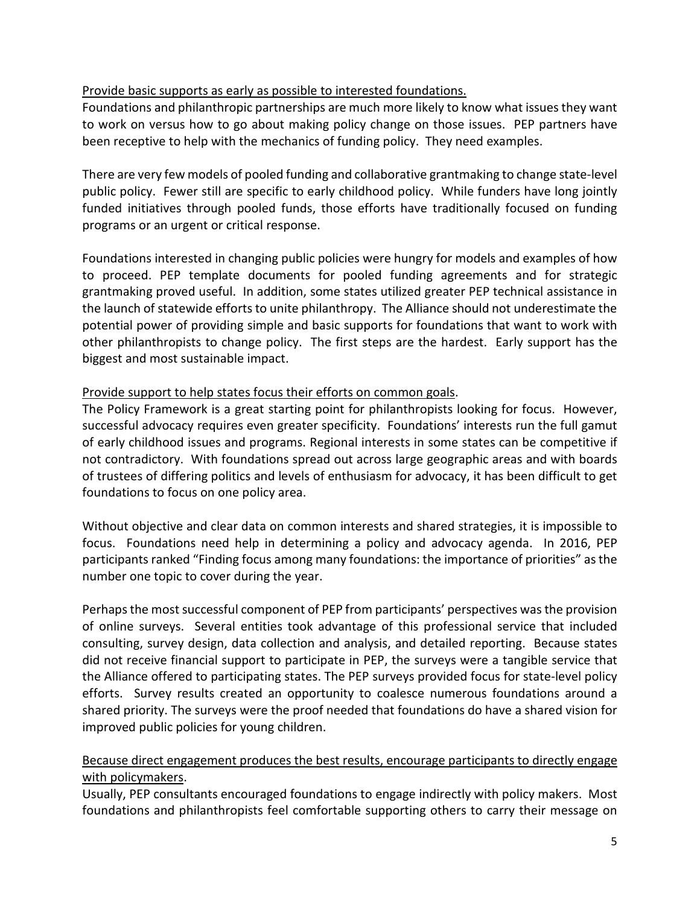<u>Provide basic supports as early as possible to interested foundations.</u>

Foundations and philanthropic partnerships are much more likely to know what issues they want to work on versus how to go about making policy change on those issues. PEP partners have been receptive to help with the mechanics of funding policy. They need examples.

There are very few models of pooled funding and collaborative grantmaking to change state-level public policy. Fewer still are specific to early childhood policy. While funders have long jointly funded initiatives through pooled funds, those efforts have traditionally focused on funding programs or an urgent or critical response.

Foundations interested in changing public policies were hungry for models and examples of how to proceed. PEP template documents for pooled funding agreements and for strategic grantmaking proved useful. In addition, some states utilized greater PEP technical assistance in the launch of statewide efforts to unite philanthropy. The Alliance should not underestimate the potential power of providing simple and basic supports for foundations that want to work with other philanthropists to change policy. The first steps are the hardest. Early support has the biggest and most sustainable impact.

<u>Provide support to help states focus their efforts on common goals</u>.

The Policy Framework is a great starting point for philanthropists looking for focus. However, successful advocacy requires even greater specificity. Foundations' interests run the full gamut of early childhood issues and programs. Regional interests in some states can be competitive if not contradictory. With foundations spread out across large geographic areas and with boards of trustees of differing politics and levels of enthusiasm for advocacy, it has been difficult to get foundations to focus on one policy area.

Without objective and clear data on common interests and shared strategies, it is impossible to focus. Foundations need help in determining a policy and advocacy agenda. In 2016, PEP participants ranked "Finding focus among many foundations: the importance of priorities" as the number one topic to cover during the year.

Perhaps the most successful component of PEP from participants' perspectives was the provision of online surveys. Several entities took advantage of this professional service that included consulting, survey design, data collection and analysis, and detailed reporting. Because states did not receive financial support to participate in PEP, the surveys were a tangible service that the Alliance offered to participating states. The PEP surveys provided focus for state-level policy efforts. Survey results created an opportunity to coalesce numerous foundations around a shared priority. The surveys were the proof needed that foundations do have a shared vision for improved public policies for young children.

<u>Because direct engagement produces the best results, encourage participants to directly engage with policymakers</u>.

Usually, PEP consultants encouraged foundations to engage indirectly with policy makers. Most foundations and philanthropists feel comfortable supporting others to carry their message on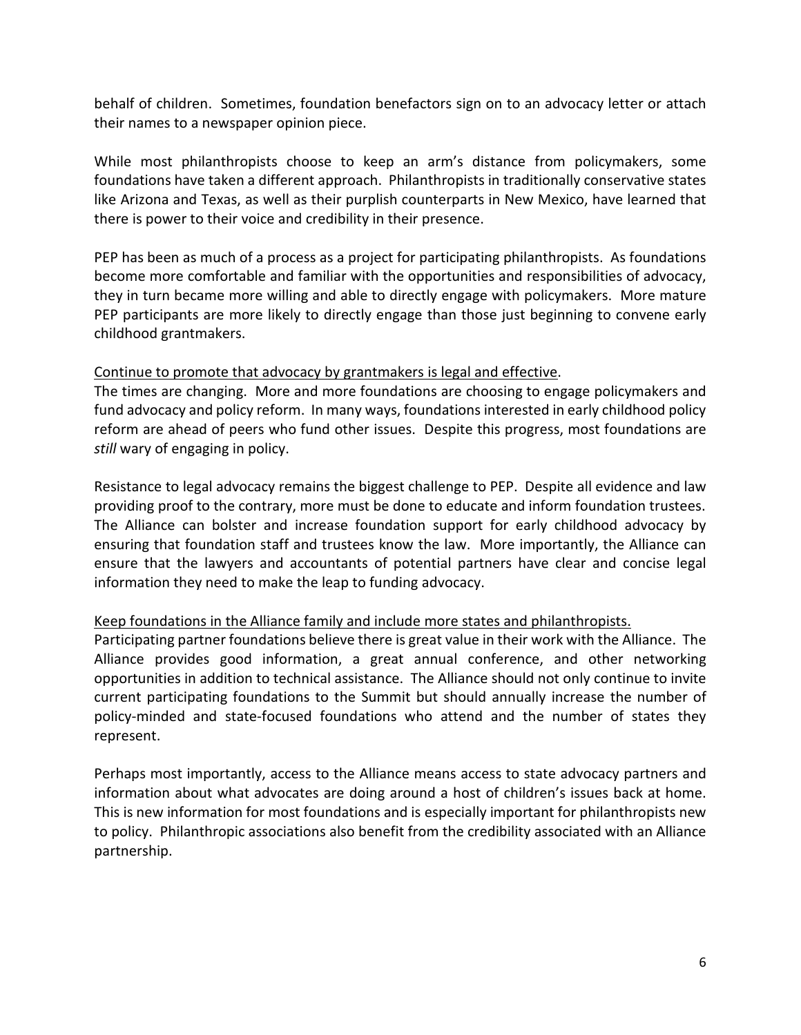behalf of children. Sometimes, foundation benefactors sign on to an advocacy letter or attach their names to a newspaper opinion piece.

While most philanthropists choose to keep an arm's distance from policymakers, some foundations have taken a different approach. Philanthropists in traditionally conservative states like Arizona and Texas, as well as their purplish counterparts in New Mexico, have learned that there is power to their voice and credibility in their presence.

PEP has been as much of a process as a project for participating philanthropists. As foundations become more comfortable and familiar with the opportunities and responsibilities of advocacy, they in turn became more willing and able to directly engage with policymakers. More mature PEP participants are more likely to directly engage than those just beginning to convene early childhood grantmakers.

<u>Continue to promote that advocacy by grantmakers is legal and effective</u>.

The times are changing. More and more foundations are choosing to engage policymakers and fund advocacy and policy reform. In many ways, foundations interested in early childhood policy reform are ahead of peers who fund other issues. Despite this progress, most foundations are *still* wary of engaging in policy.

Resistance to legal advocacy remains the biggest challenge to PEP. Despite all evidence and law providing proof to the contrary, more must be done to educate and inform foundation trustees. The Alliance can bolster and increase foundation support for early childhood advocacy by ensuring that foundation staff and trustees know the law. More importantly, the Alliance can ensure that the lawyers and accountants of potential partners have clear and concise legal information they need to make the leap to funding advocacy.

<u>Keep foundations in the Alliance family and include more states and philanthropists.</u>

Participating partner foundations believe there is great value in their work with the Alliance. The Alliance provides good information, a great annual conference, and other networking opportunities in addition to technical assistance. The Alliance should not only continue to invite current participating foundations to the Summit but should annually increase the number of policy-minded and state-focused foundations who attend and the number of states they represent.

Perhaps most importantly, access to the Alliance means access to state advocacy partners and information about what advocates are doing around a host of children's issues back at home. This is new information for most foundations and is especially important for philanthropists new to policy. Philanthropic associations also benefit from the credibility associated with an Alliance partnership.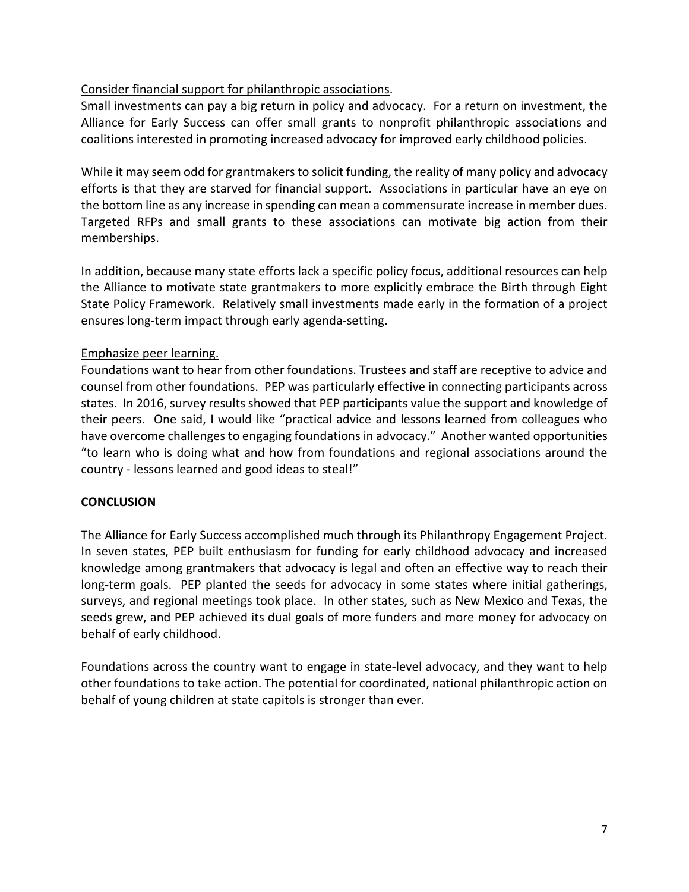Consider financial support for philanthropic associations.

Small investments can pay a big return in policy and advocacy. For a return on investment, the Alliance for Early Success can offer small grants to nonprofit philanthropic associations and coalitions interested in promoting increased advocacy for improved early childhood policies.

While it may seem odd for grantmakers to solicit funding, the reality of many policy and advocacy efforts is that they are starved for financial support. Associations in particular have an eye on the bottom line as any increase in spending can mean a commensurate increase in member dues. Targeted RFPs and small grants to these associations can motivate big action from their memberships.

In addition, because many state efforts lack a specific policy focus, additional resources can help the Alliance to motivate state grantmakers to more explicitly embrace the Birth through Eight State Policy Framework. Relatively small investments made early in the formation of a project ensures long-term impact through early agenda-setting.

Emphasize peer learning.

Foundations want to hear from other foundations. Trustees and staff are receptive to advice and counsel from other foundations. PEP was particularly effective in connecting participants across states. In 2016, survey results showed that PEP participants value the support and knowledge of their peers. One said, I would like "practical advice and lessons learned from colleagues who have overcome challenges to engaging foundations in advocacy." Another wanted opportunities "to learn who is doing what and how from foundations and regional associations around the country - lessons learned and good ideas to steal!"

## CONCLUSION

The Alliance for Early Success accomplished much through its Philanthropy Engagement Project. In seven states, PEP built enthusiasm for funding for early childhood advocacy and increased knowledge among grantmakers that advocacy is legal and often an effective way to reach their long-term goals. PEP planted the seeds for advocacy in some states where initial gatherings, surveys, and regional meetings took place. In other states, such as New Mexico and Texas, the seeds grew, and PEP achieved its dual goals of more funders and more money for advocacy on behalf of early childhood.

Foundations across the country want to engage in state-level advocacy, and they want to help other foundations to take action. The potential for coordinated, national philanthropic action on behalf of young children at state capitols is stronger than ever.